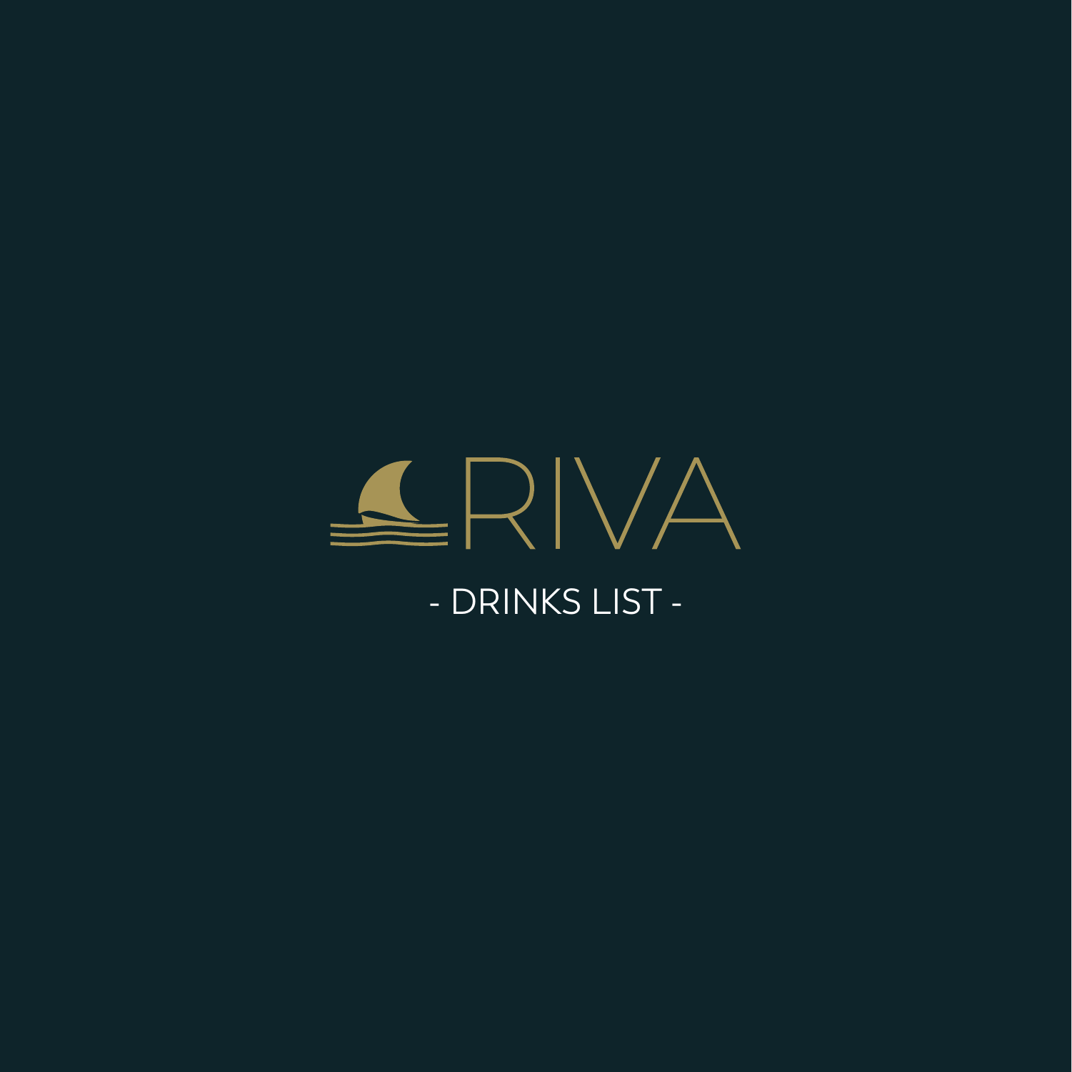# RIVA

## - DRINKS LIST -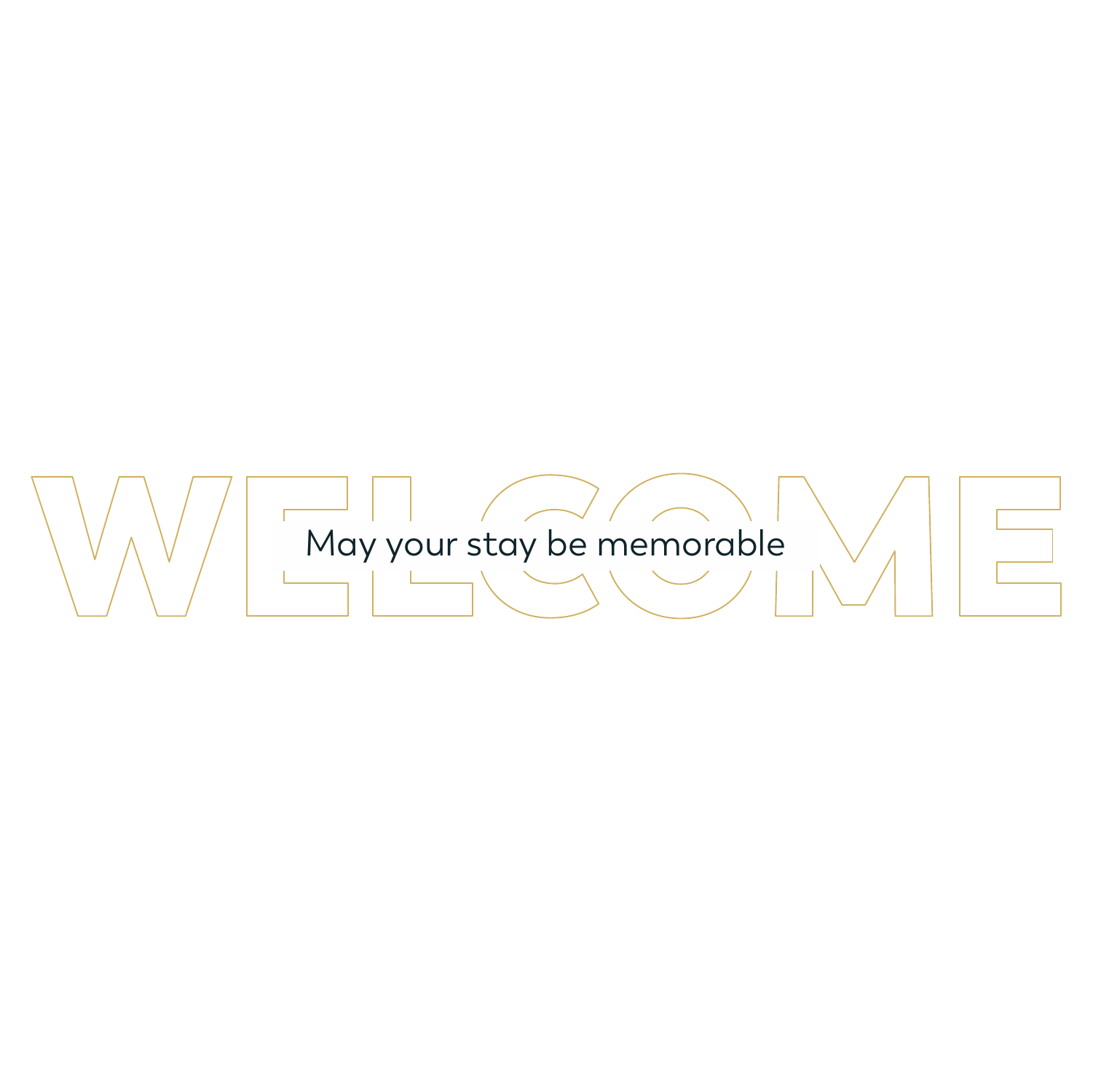# WELCOME

May your stay be memorable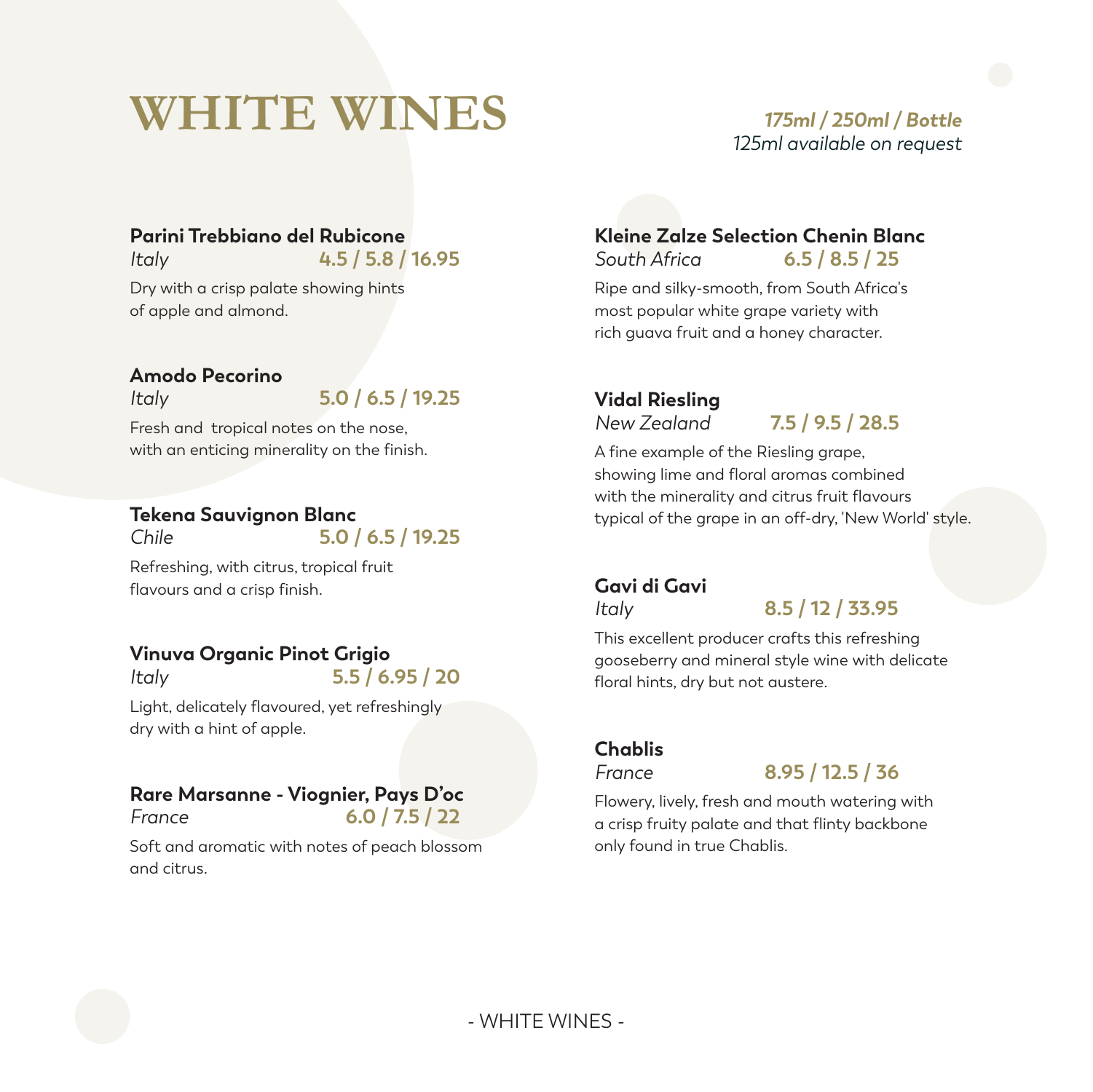# WHITE WINES

***175ml / 250ml / Bottle***
*125ml available on request*

**Parini Trebbiano del Rubicone**
*Italy* **4.5 / 5.8 / 16.95**

Dry with a crisp palate showing hints of apple and almond.

**Amodo Pecorino**
*Italy* **5.0 / 6.5 / 19.25**

Fresh and  tropical notes on the nose, with an enticing minerality on the finish.

**Tekena Sauvignon Blanc**
*Chile* **5.0 / 6.5 / 19.25**

Refreshing, with citrus, tropical fruit flavours and a crisp finish.

**Vinuva Organic Pinot Grigio**
*Italy* **5.5 / 6.95 / 20**

Light, delicately flavoured, yet refreshingly dry with a hint of apple.

**Rare Marsanne - Viognier, Pays D'oc**
*France* **6.0 / 7.5 / 22**

Soft and aromatic with notes of peach blossom and citrus.

**Kleine Zalze Selection Chenin Blanc**
*South Africa* **6.5 / 8.5 / 25**

Ripe and silky-smooth, from South Africa's most popular white grape variety with rich guava fruit and a honey character.

**Vidal Riesling**
*New Zealand* **7.5 / 9.5 / 28.5**

A fine example of the Riesling grape, showing lime and floral aromas combined with the minerality and citrus fruit flavours typical of the grape in an off-dry, 'New World' style.

**Gavi di Gavi**
*Italy* **8.5 / 12 / 33.95**

This excellent producer crafts this refreshing gooseberry and mineral style wine with delicate floral hints, dry but not austere.

**Chablis**
*France* **8.95 / 12.5 / 36**

Flowery, lively, fresh and mouth watering with a crisp fruity palate and that flinty backbone only found in true Chablis.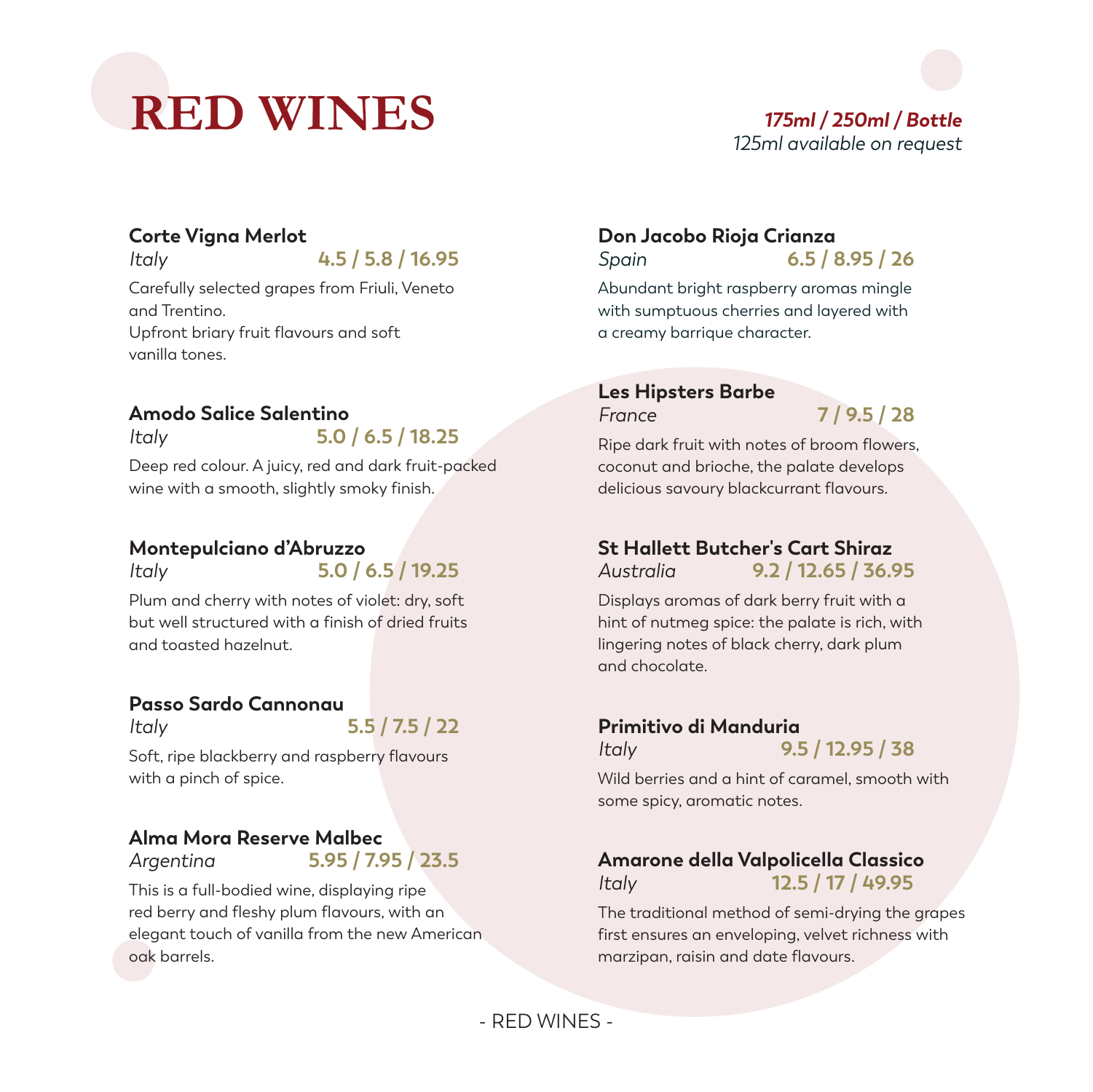# RED WINES

***175ml / 250ml / Bottle***
*125ml available on request*

**Corte Vigna Merlot**
*Italy* **4.5 / 5.8 / 16.95**

Carefully selected grapes from Friuli, Veneto and Trentino.
Upfront briary fruit flavours and soft vanilla tones.

**Amodo Salice Salentino**
*Italy* **5.0 / 6.5 / 18.25**

Deep red colour. A juicy, red and dark fruit-packed wine with a smooth, slightly smoky finish.

**Montepulciano d'Abruzzo**
*Italy* **5.0 / 6.5 / 19.25**

Plum and cherry with notes of violet: dry, soft but well structured with a finish of dried fruits and toasted hazelnut.

**Passo Sardo Cannonau**
*Italy* **5.5 / 7.5 / 22**

Soft, ripe blackberry and raspberry flavours with a pinch of spice.

**Alma Mora Reserve Malbec**
*Argentina* **5.95 / 7.95 / 23.5**

This is a full-bodied wine, displaying ripe red berry and fleshy plum flavours, with an elegant touch of vanilla from the new American oak barrels.

**Don Jacobo Rioja Crianza**
*Spain* **6.5 / 8.95 / 26**

Abundant bright raspberry aromas mingle with sumptuous cherries and layered with a creamy barrique character.

**Les Hipsters Barbe**
*France* **7 / 9.5 / 28**

Ripe dark fruit with notes of broom flowers, coconut and brioche, the palate develops delicious savoury blackcurrant flavours.

**St Hallett Butcher's Cart Shiraz**
*Australia* **9.2 / 12.65 / 36.95**

Displays aromas of dark berry fruit with a hint of nutmeg spice: the palate is rich, with lingering notes of black cherry, dark plum and chocolate.

**Primitivo di Manduria**
*Italy* **9.5 / 12.95 / 38**

Wild berries and a hint of caramel, smooth with some spicy, aromatic notes.

**Amarone della Valpolicella Classico**
*Italy* **12.5 / 17 / 49.95**

The traditional method of semi-drying the grapes first ensures an enveloping, velvet richness with marzipan, raisin and date flavours.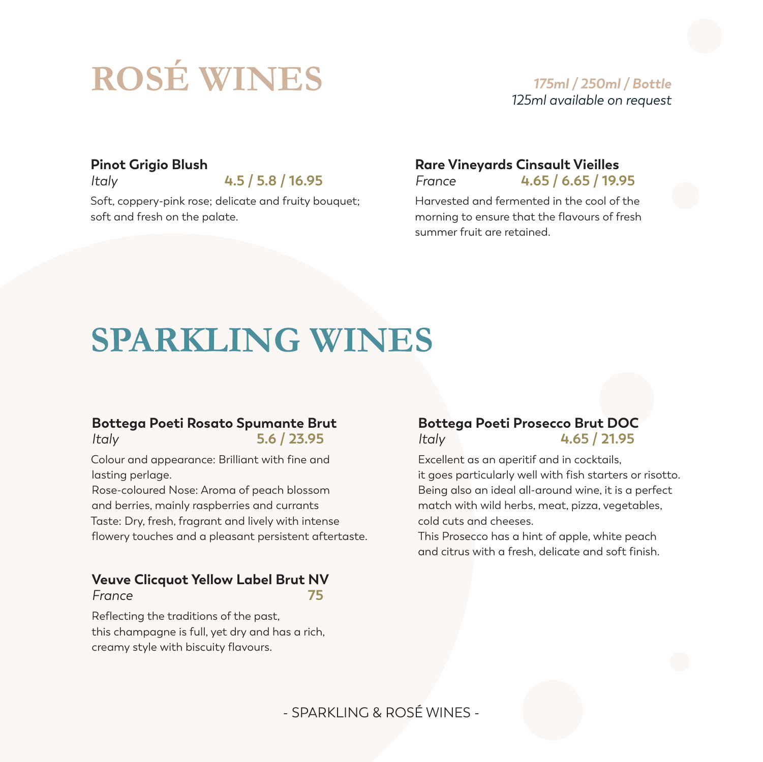# ROSÉ WINES

*175ml / 250ml / Bottle*
*125ml available on request*

**Pinot Grigio Blush**
*Italy* **4.5 / 5.8 / 16.95**

Soft, coppery-pink rose; delicate and fruity bouquet; soft and fresh on the palate.

**Rare Vineyards Cinsault Vieilles**
*France* **4.65 / 6.65 / 19.95**

Harvested and fermented in the cool of the morning to ensure that the flavours of fresh summer fruit are retained.

# SPARKLING WINES

**Bottega Poeti Rosato Spumante Brut**
*Italy* **5.6 / 23.95**

Colour and appearance: Brilliant with fine and lasting perlage.
Rose-coloured Nose: Aroma of peach blossom and berries, mainly raspberries and currants
Taste: Dry, fresh, fragrant and lively with intense flowery touches and a pleasant persistent aftertaste.

**Veuve Clicquot Yellow Label Brut NV**
*France* **75**

Reflecting the traditions of the past, this champagne is full, yet dry and has a rich, creamy style with biscuity flavours.

**Bottega Poeti Prosecco Brut DOC**
*Italy* **4.65 / 21.95**

Excellent as an aperitif and in cocktails, it goes particularly well with fish starters or risotto. Being also an ideal all-around wine, it is a perfect match with wild herbs, meat, pizza, vegetables, cold cuts and cheeses.
This Prosecco has a hint of apple, white peach and citrus with a fresh, delicate and soft finish.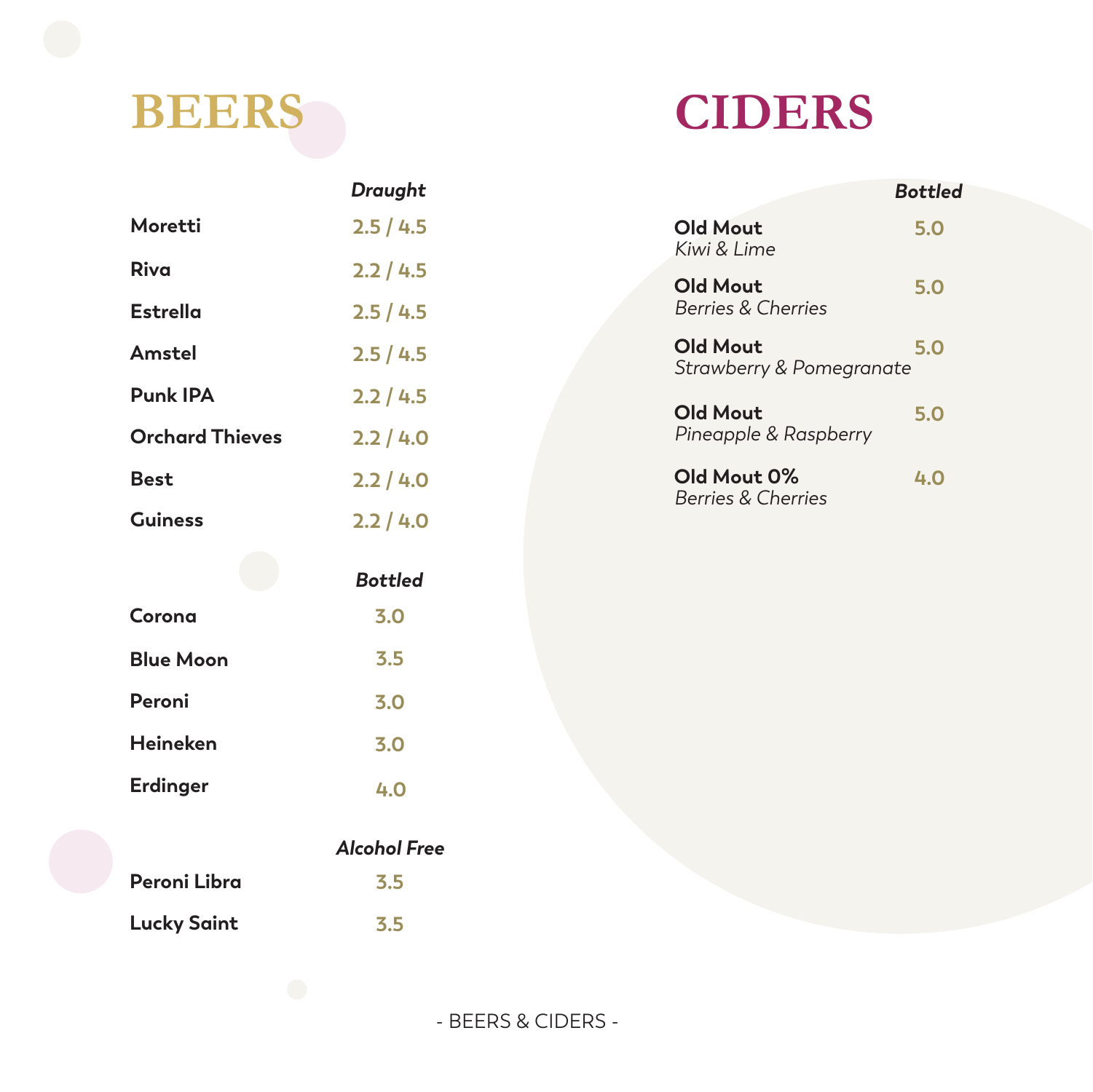# BEERS

| | Draught |
|---|---|
| **Moretti** | 2.5 / 4.5 |
| **Riva** | 2.2 / 4.5 |
| **Estrella** | 2.5 / 4.5 |
| **Amstel** | 2.5 / 4.5 |
| **Punk IPA** | 2.2 / 4.5 |
| **Orchard Thieves** | 2.2 / 4.0 |
| **Best** | 2.2 / 4.0 |
| **Guiness** | 2.2 / 4.0 |

| | Bottled |
|---|---|
| **Corona** | 3.0 |
| **Blue Moon** | 3.5 |
| **Peroni** | 3.0 |
| **Heineken** | 3.0 |
| **Erdinger** | 4.0 |

| | Alcohol Free |
|---|---|
| **Peroni Libra** | 3.5 |
| **Lucky Saint** | 3.5 |

# CIDERS

| | Bottled |
|---|---|
| **Old Mout** *Kiwi & Lime* | 5.0 |
| **Old Mout** *Berries & Cherries* | 5.0 |
| **Old Mout** *Strawberry & Pomegranate* | 5.0 |
| **Old Mout** *Pineapple & Raspberry* | 5.0 |
| **Old Mout 0%** *Berries & Cherries* | 4.0 |

- BEERS & CIDERS -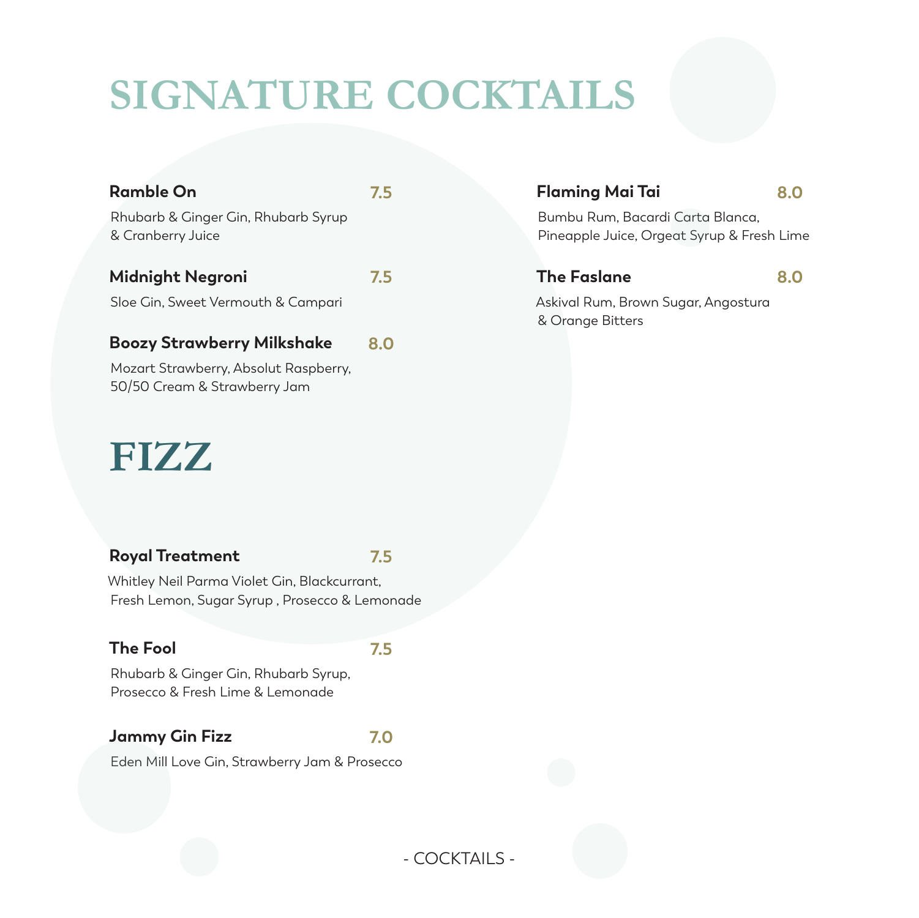# SIGNATURE COCKTAILS

**Ramble On** 7.5

Rhubarb & Ginger Gin, Rhubarb Syrup & Cranberry Juice

**Midnight Negroni** 7.5

Sloe Gin, Sweet Vermouth & Campari

**Boozy Strawberry Milkshake** 8.0

Mozart Strawberry, Absolut Raspberry, 50/50 Cream & Strawberry Jam

**Flaming Mai Tai** 8.0

Bumbu Rum, Bacardi Carta Blanca, Pineapple Juice, Orgeat Syrup & Fresh Lime

**The Faslane** 8.0

Askival Rum, Brown Sugar, Angostura & Orange Bitters

# FIZZ

**Royal Treatment** 7.5

Whitley Neil Parma Violet Gin, Blackcurrant, Fresh Lemon, Sugar Syrup , Prosecco & Lemonade

**The Fool** 7.5

Rhubarb & Ginger Gin, Rhubarb Syrup, Prosecco & Fresh Lime & Lemonade

**Jammy Gin Fizz** 7.0

Eden Mill Love Gin, Strawberry Jam & Prosecco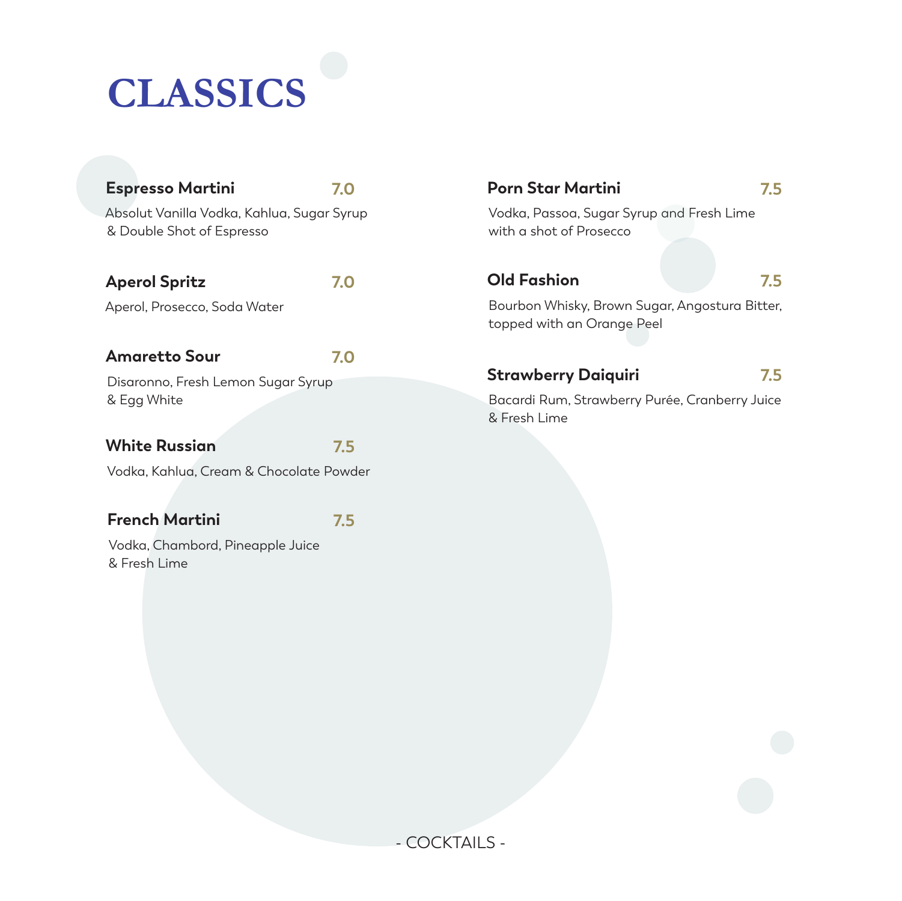# CLASSICS

**Espresso Martini** 7.0

Absolut Vanilla Vodka, Kahlua, Sugar Syrup & Double Shot of Espresso

**Aperol Spritz** 7.0

Aperol, Prosecco, Soda Water

**Amaretto Sour** 7.0

Disaronno, Fresh Lemon Sugar Syrup & Egg White

**White Russian** 7.5

Vodka, Kahlua, Cream & Chocolate Powder

**French Martini** 7.5

Vodka, Chambord, Pineapple Juice & Fresh Lime

**Porn Star Martini** 7.5

Vodka, Passoa, Sugar Syrup and Fresh Lime with a shot of Prosecco

**Old Fashion** 7.5

Bourbon Whisky, Brown Sugar, Angostura Bitter, topped with an Orange Peel

**Strawberry Daiquiri** 7.5

Bacardi Rum, Strawberry Purée, Cranberry Juice & Fresh Lime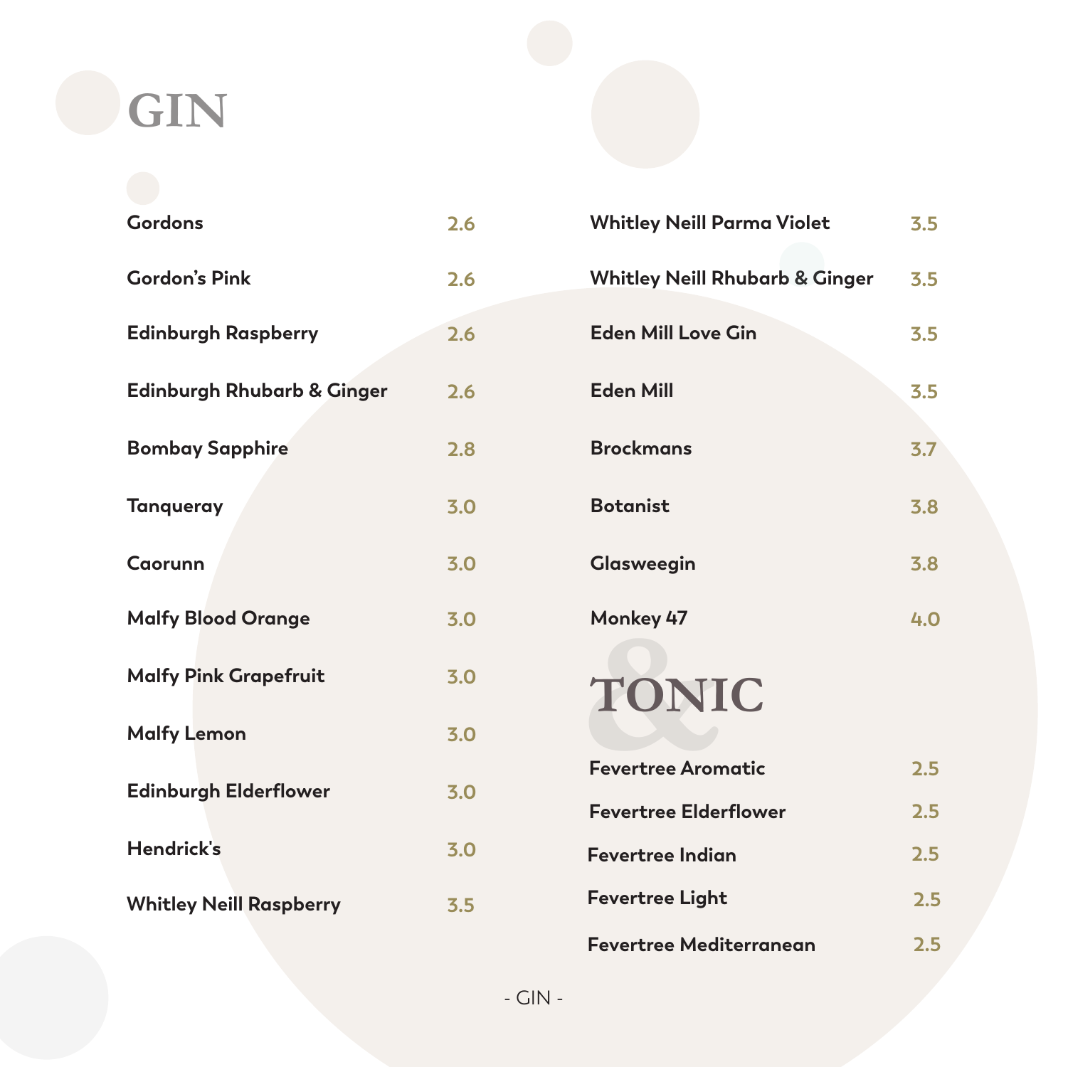# GIN

| | |
|---|---|
| Gordons | 2.6 |
| Gordon's Pink | 2.6 |
| Edinburgh Raspberry | 2.6 |
| Edinburgh Rhubarb & Ginger | 2.6 |
| Bombay Sapphire | 2.8 |
| Tanqueray | 3.0 |
| Caorunn | 3.0 |
| Malfy Blood Orange | 3.0 |
| Malfy Pink Grapefruit | 3.0 |
| Malfy Lemon | 3.0 |
| Edinburgh Elderflower | 3.0 |
| Hendrick's | 3.0 |
| Whitley Neill Raspberry | 3.5 |
| Whitley Neill Parma Violet | 3.5 |
| Whitley Neill Rhubarb & Ginger | 3.5 |
| Eden Mill Love Gin | 3.5 |
| Eden Mill | 3.5 |
| Brockmans | 3.7 |
| Botanist | 3.8 |
| Glasweegin | 3.8 |
| Monkey 47 | 4.0 |

# & TONIC

| | |
|---|---|
| Fevertree Aromatic | 2.5 |
| Fevertree Elderflower | 2.5 |
| Fevertree Indian | 2.5 |
| Fevertree Light | 2.5 |
| Fevertree Mediterranean | 2.5 |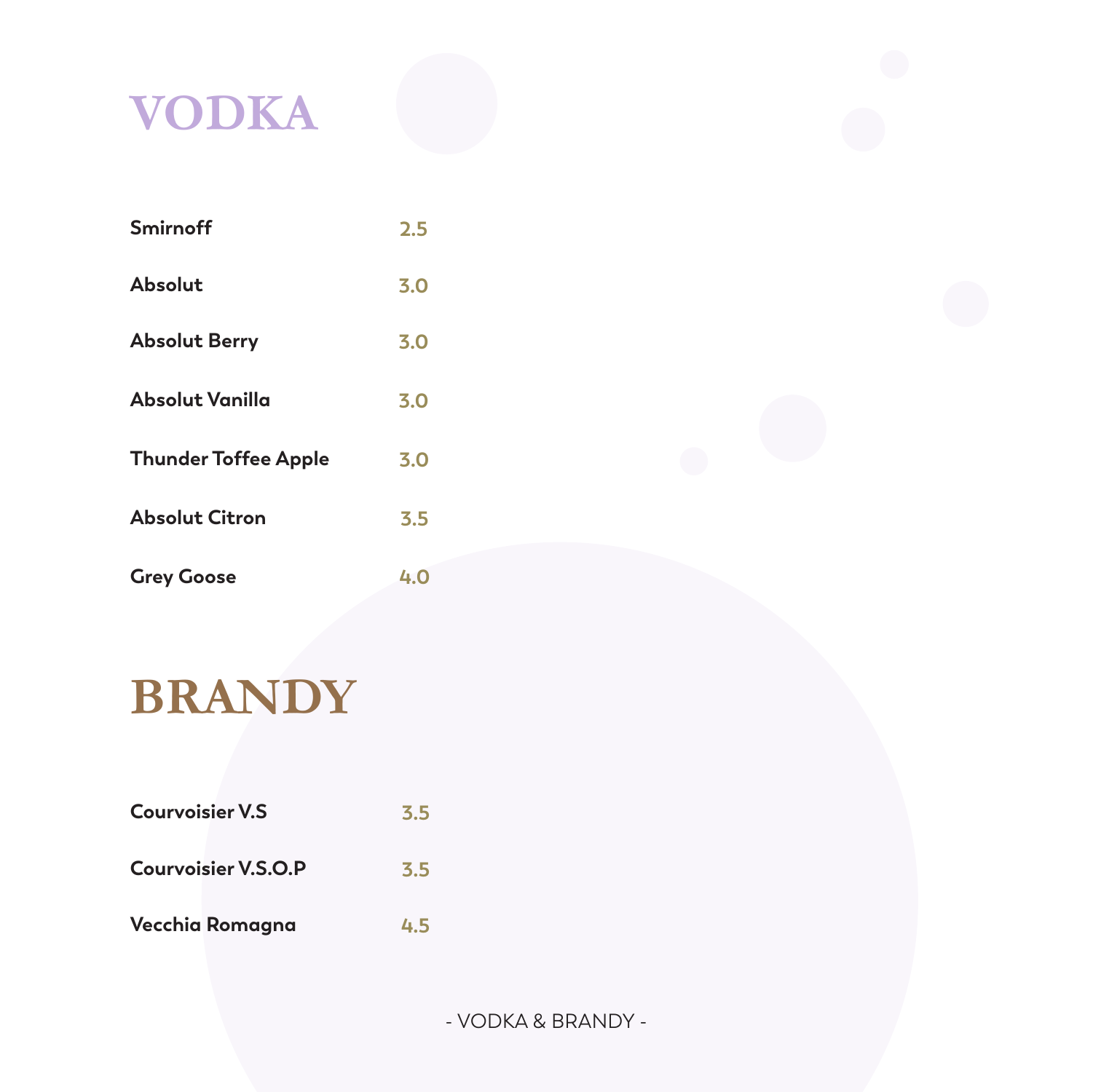# VODKA

| | |
|---|---|
| **Smirnoff** | 2.5 |
| **Absolut** | 3.0 |
| **Absolut Berry** | 3.0 |
| **Absolut Vanilla** | 3.0 |
| **Thunder Toffee Apple** | 3.0 |
| **Absolut Citron** | 3.5 |
| **Grey Goose** | 4.0 |

# BRANDY

| | |
|---|---|
| **Courvoisier V.S** | 3.5 |
| **Courvoisier V.S.O.P** | 3.5 |
| **Vecchia Romagna** | 4.5 |

- VODKA & BRANDY -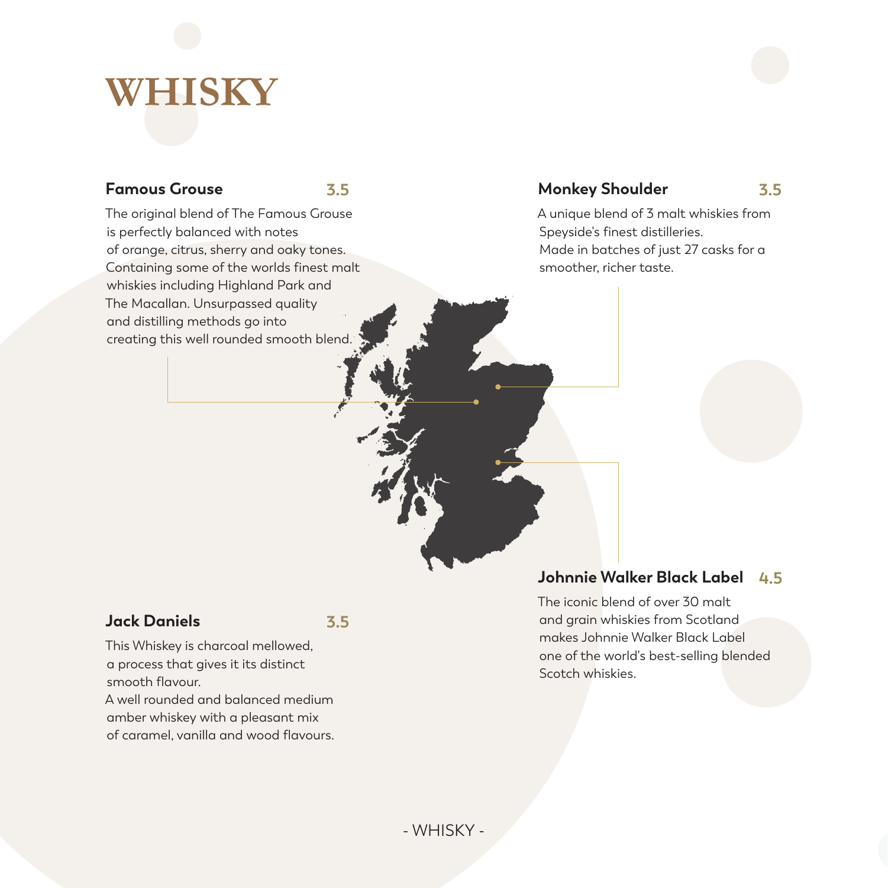# WHISKY

### Famous Grouse 3.5

The original blend of The Famous Grouse is perfectly balanced with notes of orange, citrus, sherry and oaky tones. Containing some of the worlds finest malt whiskies including Highland Park and The Macallan. Unsurpassed quality and distilling methods go into creating this well rounded smooth blend.

### Monkey Shoulder 3.5

A unique blend of 3 malt whiskies from Speyside's finest distilleries. Made in batches of just 27 casks for a smoother, richer taste.

### Jack Daniels 3.5

This Whiskey is charcoal mellowed, a process that gives it its distinct smooth flavour.
A well rounded and balanced medium amber whiskey with a pleasant mix of caramel, vanilla and wood flavours.

### Johnnie Walker Black Label 4.5

The iconic blend of over 30 malt and grain whiskies from Scotland makes Johnnie Walker Black Label one of the world's best-selling blended Scotch whiskies.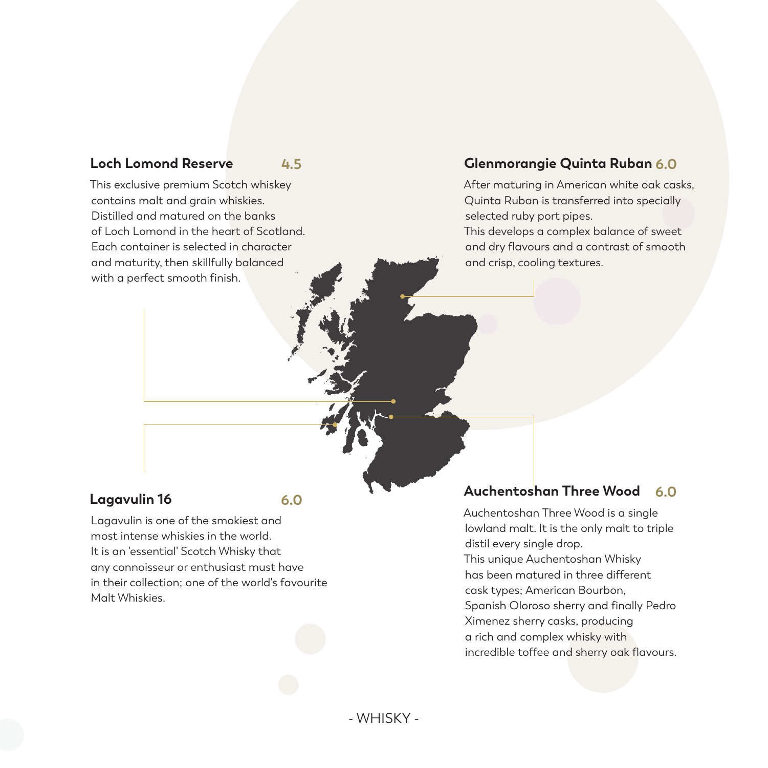### Loch Lomond Reserve 4.5

This exclusive premium Scotch whiskey contains malt and grain whiskies. Distilled and matured on the banks of Loch Lomond in the heart of Scotland. Each container is selected in character and maturity, then skillfully balanced with a perfect smooth finish.

### Glenmorangie Quinta Ruban 6.0

After maturing in American white oak casks, Quinta Ruban is transferred into specially selected ruby port pipes.
This develops a complex balance of sweet and dry flavours and a contrast of smooth and crisp, cooling textures.

### Lagavulin 16 6.0

Lagavulin is one of the smokiest and most intense whiskies in the world.
It is an 'essential' Scotch Whisky that any connoisseur or enthusiast must have in their collection; one of the world's favourite Malt Whiskies.

### Auchentoshan Three Wood 6.0

Auchentoshan Three Wood is a single lowland malt. It is the only malt to triple distil every single drop.
This unique Auchentoshan Whisky has been matured in three different cask types; American Bourbon, Spanish Oloroso sherry and finally Pedro Ximenez sherry casks, producing a rich and complex whisky with incredible toffee and sherry oak flavours.

- WHISKY -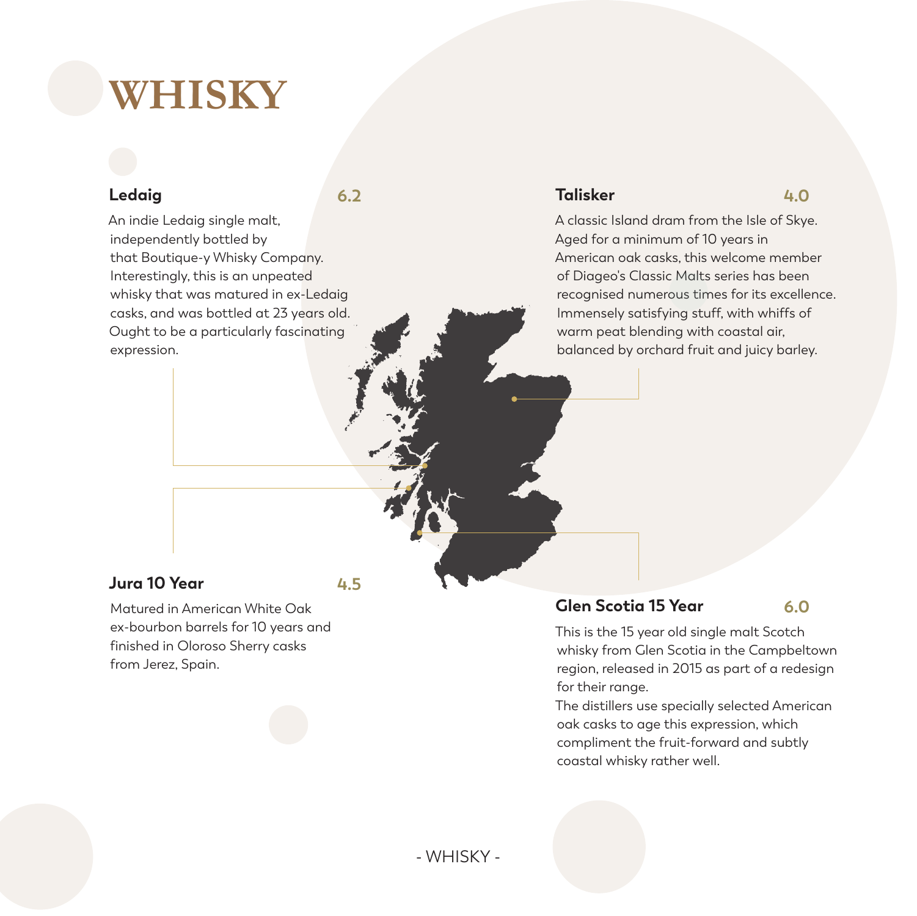# WHISKY

### Ledaig 6.2

An indie Ledaig single malt, independently bottled by that Boutique-y Whisky Company. Interestingly, this is an unpeated whisky that was matured in ex-Ledaig casks, and was bottled at 23 years old. Ought to be a particularly fascinating expression.

### Talisker 4.0

A classic Island dram from the Isle of Skye. Aged for a minimum of 10 years in American oak casks, this welcome member of Diageo's Classic Malts series has been recognised numerous times for its excellence. Immensely satisfying stuff, with whiffs of warm peat blending with coastal air, balanced by orchard fruit and juicy barley.

### Jura 10 Year 4.5

Matured in American White Oak ex-bourbon barrels for 10 years and finished in Oloroso Sherry casks from Jerez, Spain.

### Glen Scotia 15 Year 6.0

This is the 15 year old single malt Scotch whisky from Glen Scotia in the Campbeltown region, released in 2015 as part of a redesign for their range.
The distillers use specially selected American oak casks to age this expression, which compliment the fruit-forward and subtly coastal whisky rather well.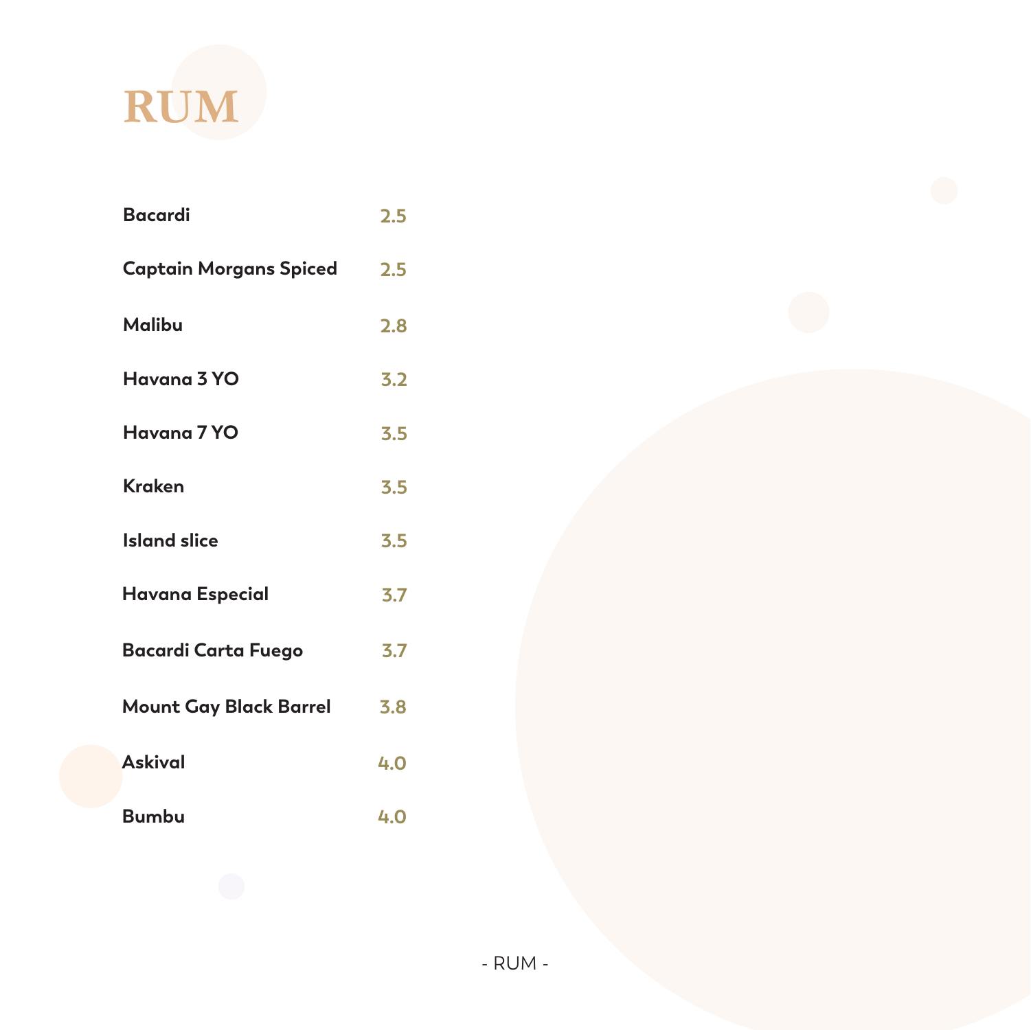# RUM

| | |
|---|---|
| **Bacardi** | 2.5 |
| **Captain Morgans Spiced** | 2.5 |
| **Malibu** | 2.8 |
| **Havana 3 YO** | 3.2 |
| **Havana 7 YO** | 3.5 |
| **Kraken** | 3.5 |
| **Island slice** | 3.5 |
| **Havana Especial** | 3.7 |
| **Bacardi Carta Fuego** | 3.7 |
| **Mount Gay Black Barrel** | 3.8 |
| **Askival** | 4.0 |
| **Bumbu** | 4.0 |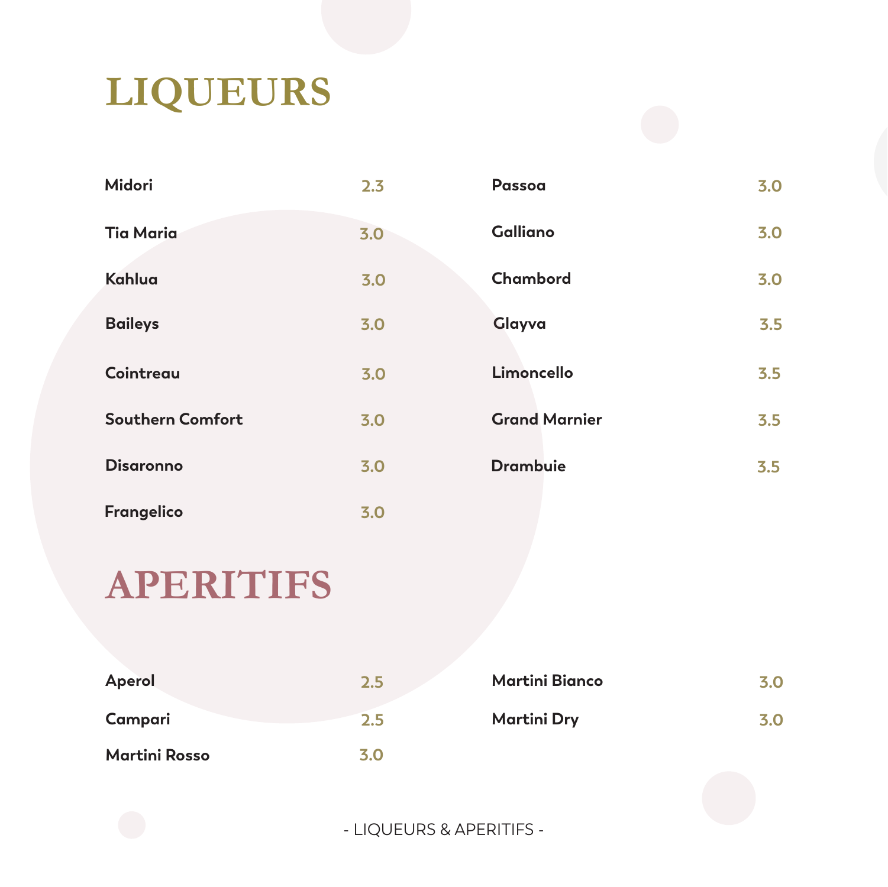# LIQUEURS

| Item | Price |
|---|---|
| Midori | 2.3 |
| Tia Maria | 3.0 |
| Kahlua | 3.0 |
| Baileys | 3.0 |
| Cointreau | 3.0 |
| Southern Comfort | 3.0 |
| Disaronno | 3.0 |
| Frangelico | 3.0 |
| Passoa | 3.0 |
| Galliano | 3.0 |
| Chambord | 3.0 |
| Glayva | 3.5 |
| Limoncello | 3.5 |
| Grand Marnier | 3.5 |
| Drambuie | 3.5 |

# APERITIFS

| Item | Price |
|---|---|
| Aperol | 2.5 |
| Campari | 2.5 |
| Martini Rosso | 3.0 |
| Martini Bianco | 3.0 |
| Martini Dry | 3.0 |

- LIQUEURS & APERITIFS -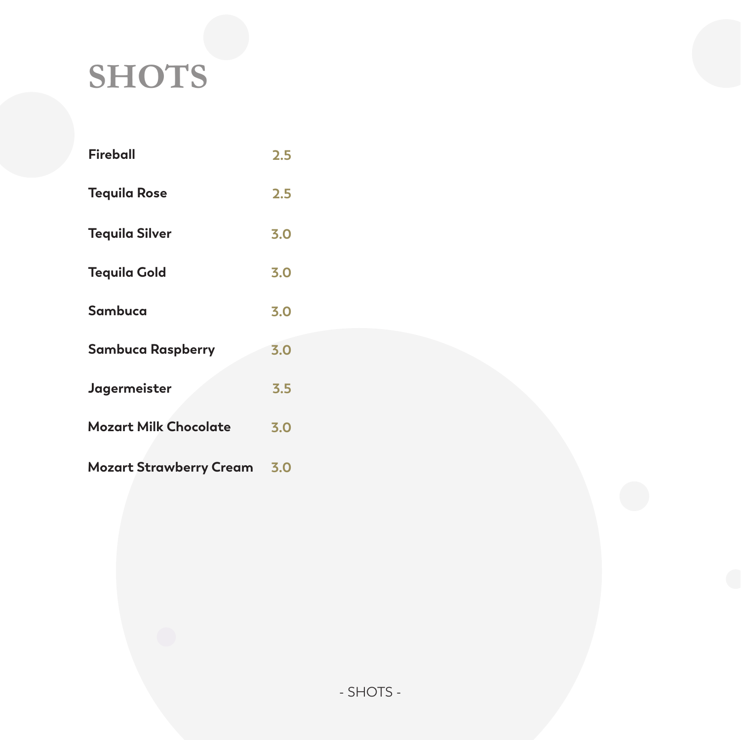# SHOTS

| Item | Price |
| --- | --- |
| **Fireball** | 2.5 |
| **Tequila Rose** | 2.5 |
| **Tequila Silver** | 3.0 |
| **Tequila Gold** | 3.0 |
| **Sambuca** | 3.0 |
| **Sambuca Raspberry** | 3.0 |
| **Jagermeister** | 3.5 |
| **Mozart Milk Chocolate** | 3.0 |
| **Mozart Strawberry Cream** | 3.0 |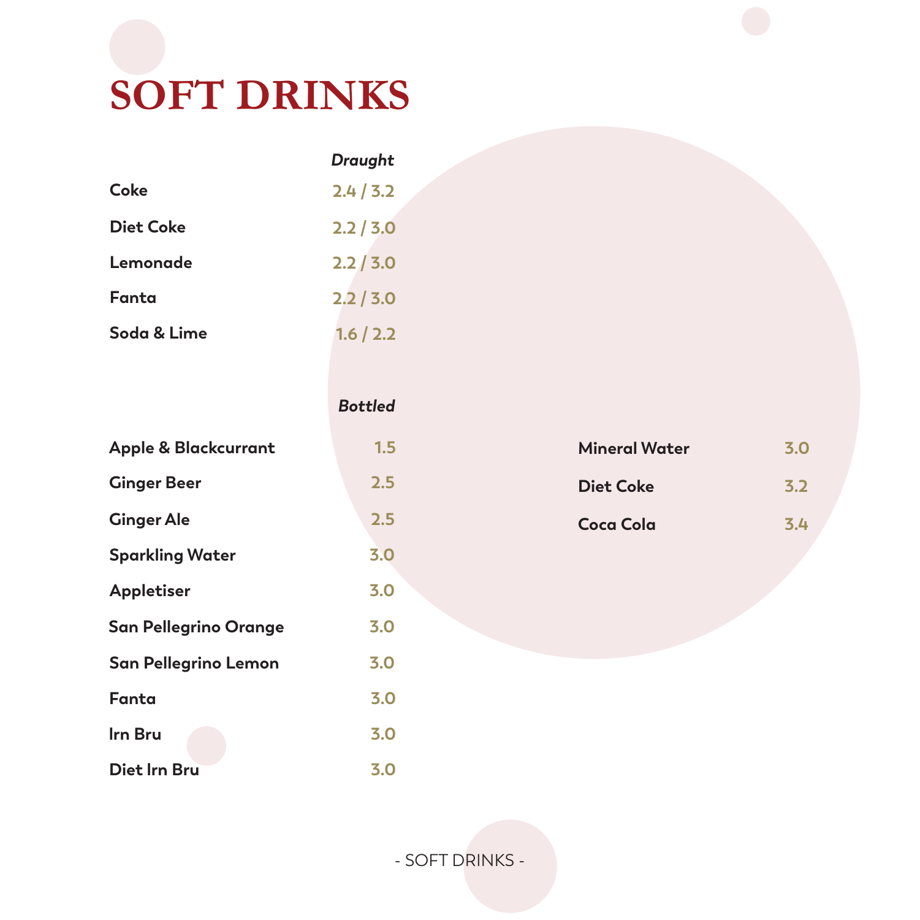# SOFT DRINKS

| | *Draught* |
|---|---|
| **Coke** | 2.4 / 3.2 |
| **Diet Coke** | 2.2 / 3.0 |
| **Lemonade** | 2.2 / 3.0 |
| **Fanta** | 2.2 / 3.0 |
| **Soda & Lime** | 1.6 / 2.2 |

| | *Bottled* |
|---|---|
| **Apple & Blackcurrant** | 1.5 |
| **Ginger Beer** | 2.5 |
| **Ginger Ale** | 2.5 |
| **Sparkling Water** | 3.0 |
| **Appletiser** | 3.0 |
| **San Pellegrino Orange** | 3.0 |
| **San Pellegrino Lemon** | 3.0 |
| **Fanta** | 3.0 |
| **Irn Bru** | 3.0 |
| **Diet Irn Bru** | 3.0 |
| **Mineral Water** | 3.0 |
| **Diet Coke** | 3.2 |
| **Coca Cola** | 3.4 |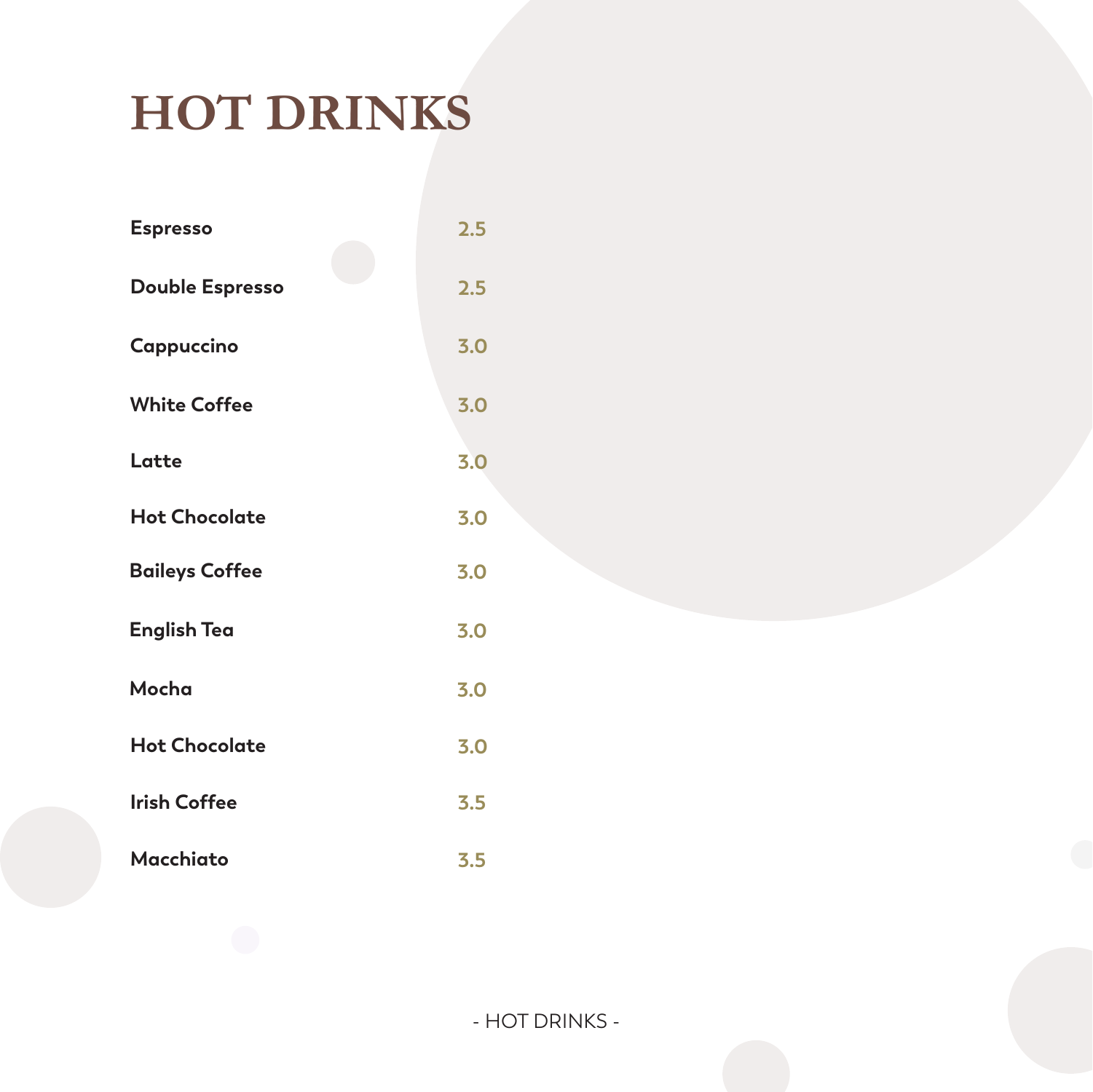# HOT DRINKS

| Item | Price |
| --- | --- |
| **Espresso** | 2.5 |
| **Double Espresso** | 2.5 |
| **Cappuccino** | 3.0 |
| **White Coffee** | 3.0 |
| **Latte** | 3.0 |
| **Hot Chocolate** | 3.0 |
| **Baileys Coffee** | 3.0 |
| **English Tea** | 3.0 |
| **Mocha** | 3.0 |
| **Hot Chocolate** | 3.0 |
| **Irish Coffee** | 3.5 |
| **Macchiato** | 3.5 |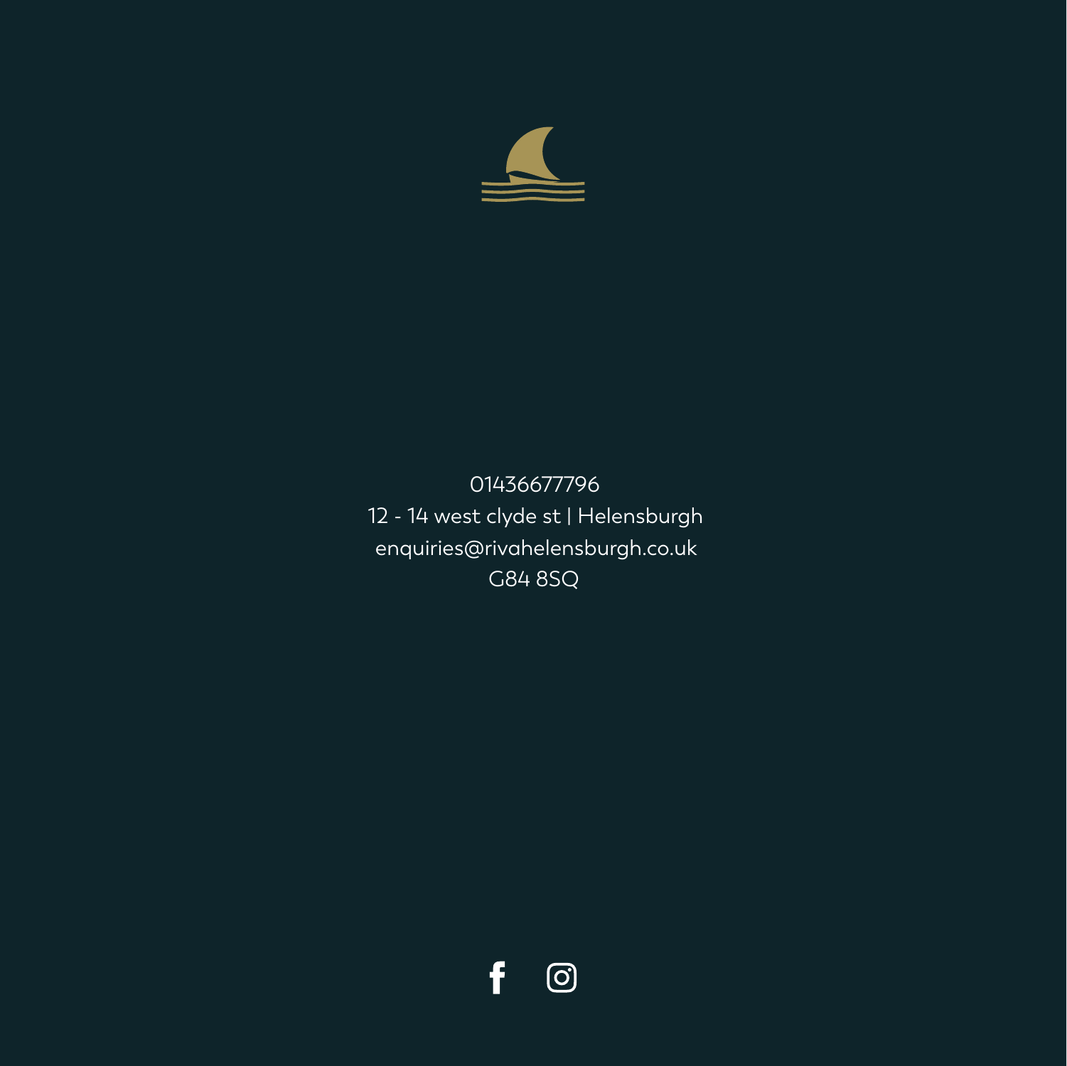01436677796

12 - 14 west clyde st | Helensburgh

enquiries@rivahelensburgh.co.uk

G84 8SQ